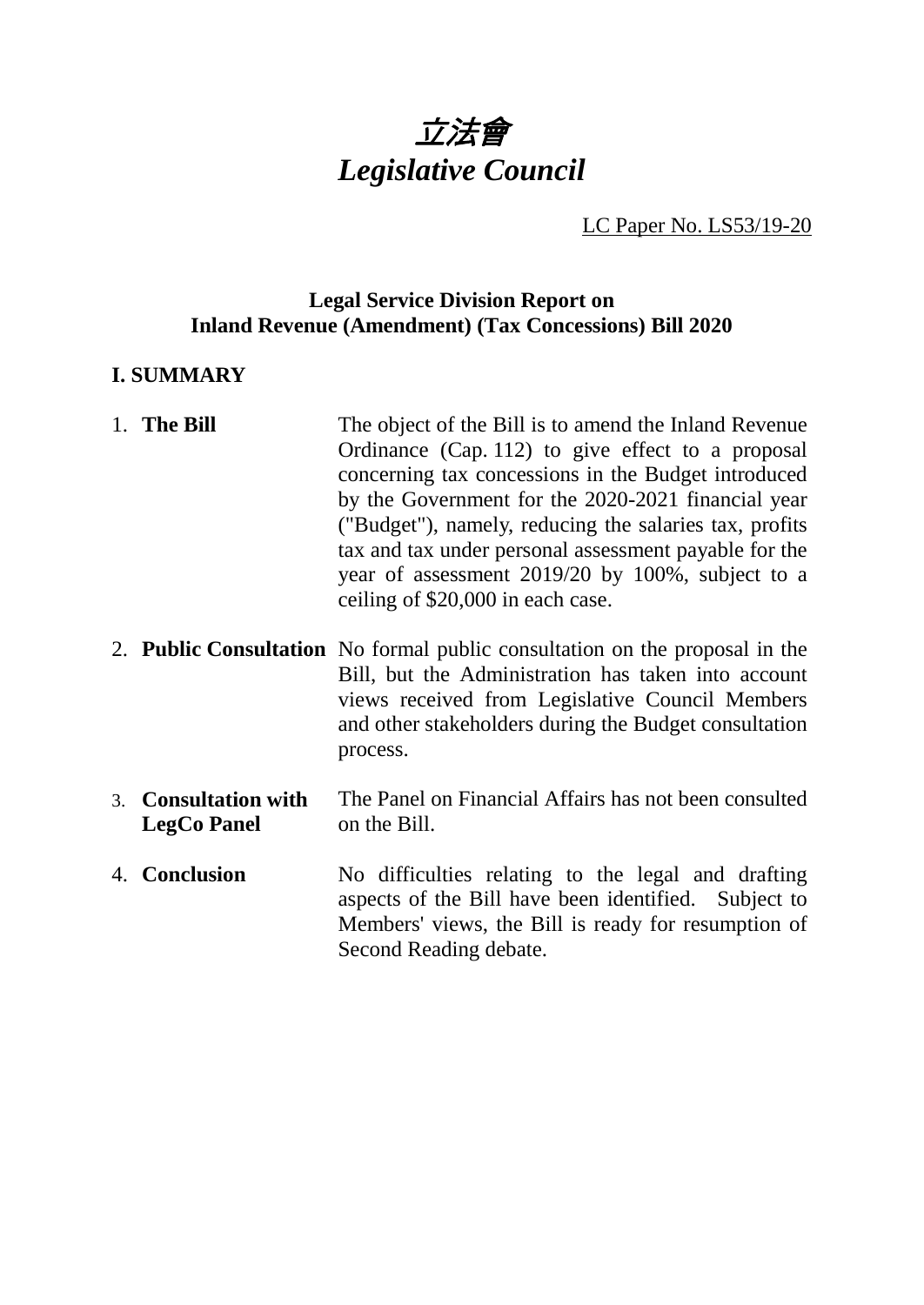# *立法會*
# *Legislative Council*

LC Paper No. LS53/19-20

**Legal Service Division Report on**
**Inland Revenue (Amendment) (Tax Concessions) Bill 2020**

## I. SUMMARY

1. **The Bill** — The object of the Bill is to amend the Inland Revenue Ordinance (Cap. 112) to give effect to a proposal concerning tax concessions in the Budget introduced by the Government for the 2020-2021 financial year ("Budget"), namely, reducing the salaries tax, profits tax and tax under personal assessment payable for the year of assessment 2019/20 by 100%, subject to a ceiling of $20,000 in each case.

2. **Public Consultation** — No formal public consultation on the proposal in the Bill, but the Administration has taken into account views received from Legislative Council Members and other stakeholders during the Budget consultation process.

3. **Consultation with LegCo Panel** — The Panel on Financial Affairs has not been consulted on the Bill.

4. **Conclusion** — No difficulties relating to the legal and drafting aspects of the Bill have been identified. Subject to Members' views, the Bill is ready for resumption of Second Reading debate.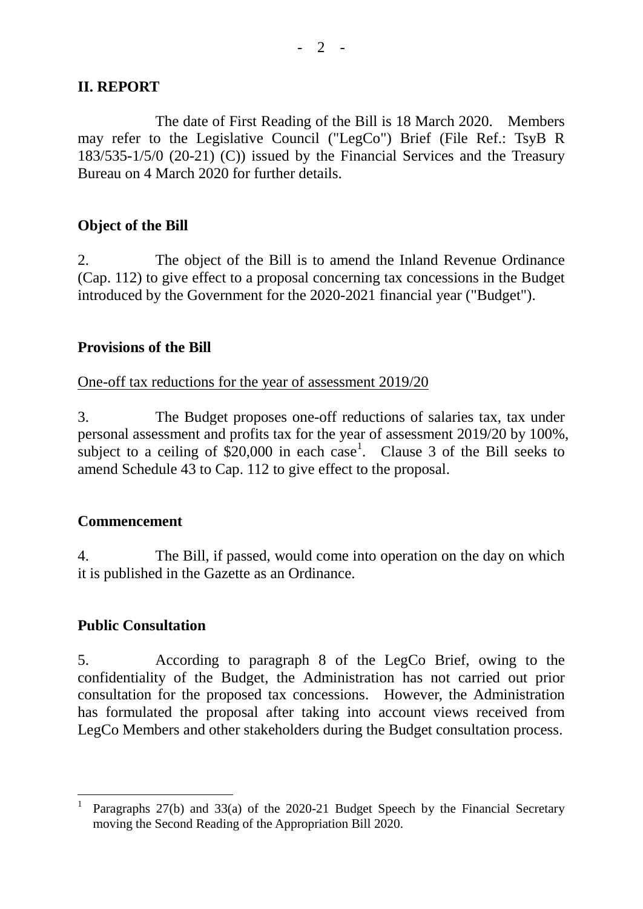## II. REPORT

The date of First Reading of the Bill is 18 March 2020. Members may refer to the Legislative Council ("LegCo") Brief (File Ref.: TsyB R 183/535-1/5/0 (20-21) (C)) issued by the Financial Services and the Treasury Bureau on 4 March 2020 for further details.

### Object of the Bill

2. The object of the Bill is to amend the Inland Revenue Ordinance (Cap. 112) to give effect to a proposal concerning tax concessions in the Budget introduced by the Government for the 2020-2021 financial year ("Budget").

### Provisions of the Bill

One-off tax reductions for the year of assessment 2019/20

3. The Budget proposes one-off reductions of salaries tax, tax under personal assessment and profits tax for the year of assessment 2019/20 by 100%, subject to a ceiling of $20,000 in each case[1]. Clause 3 of the Bill seeks to amend Schedule 43 to Cap. 112 to give effect to the proposal.

### Commencement

4. The Bill, if passed, would come into operation on the day on which it is published in the Gazette as an Ordinance.

### Public Consultation

5. According to paragraph 8 of the LegCo Brief, owing to the confidentiality of the Budget, the Administration has not carried out prior consultation for the proposed tax concessions. However, the Administration has formulated the proposal after taking into account views received from LegCo Members and other stakeholders during the Budget consultation process.

---

[1] Paragraphs 27(b) and 33(a) of the 2020-21 Budget Speech by the Financial Secretary moving the Second Reading of the Appropriation Bill 2020.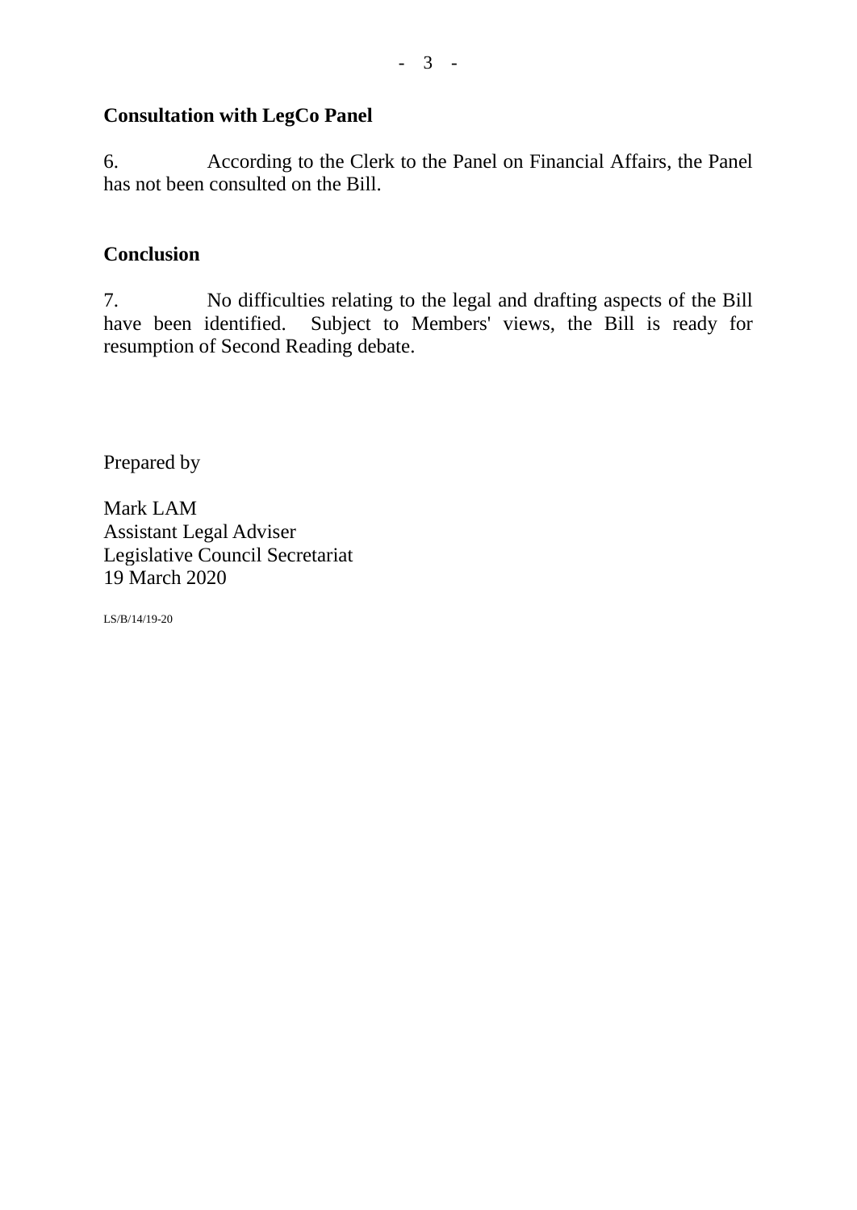## Consultation with LegCo Panel

6. According to the Clerk to the Panel on Financial Affairs, the Panel has not been consulted on the Bill.

## Conclusion

7. No difficulties relating to the legal and drafting aspects of the Bill have been identified. Subject to Members' views, the Bill is ready for resumption of Second Reading debate.

Prepared by

Mark LAM
Assistant Legal Adviser
Legislative Council Secretariat
19 March 2020

LS/B/14/19-20